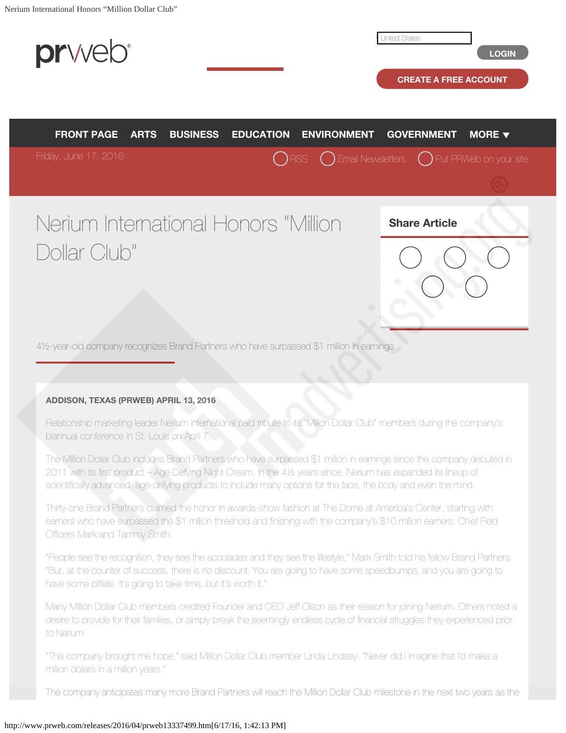# Nerium International Honors "Million Dollar Club"

4½-year-old company recognizes Brand Partners who have surpassed $1 million in earnings

**ADDISON, TEXAS (PRWEB) APRIL 13, 2016**

Relationship marketing leader Nerium International paid tribute to its "Million Dollar Club" members during the company's biannual conference in St. Louis on April 7.

The Million Dollar Club includes Brand Partners who have surpassed $1 million in earnings since the company debuted in 2011 with its first product – Age-Defying Night Cream. In the 4½ years since, Nerium has expanded its lineup of scientifically advanced, age-defying products to include many options for the face, the body and even the mind.

Thirty-one Brand Partners claimed the honor in awards-show fashion at The Dome at America's Center, starting with earners who have surpassed the $1 million threshold and finishing with the company's $10 million earners: Chief Field Officers Mark and Tammy Smith.

"People see the recognition, they see the accolades and they see the lifestyle," Mark Smith told his fellow Brand Partners. "But, at the counter of success, there is no discount. You are going to have some speedbumps, and you are going to have some pitfalls. It's going to take time, but it's worth it."

Many Million Dollar Club members credited Founder and CEO Jeff Olson as their reason for joining Nerium. Others noted a desire to provide for their families, or simply break the seemingly endless cycle of financial struggles they experienced prior to Nerium.

"This company brought me hope," said Million Dollar Club member Linda Lindsey. "Never did I imagine that I'd make a million dollars in a million years."

The company anticipates many more Brand Partners will reach the Million Dollar Club milestone in the next two years as the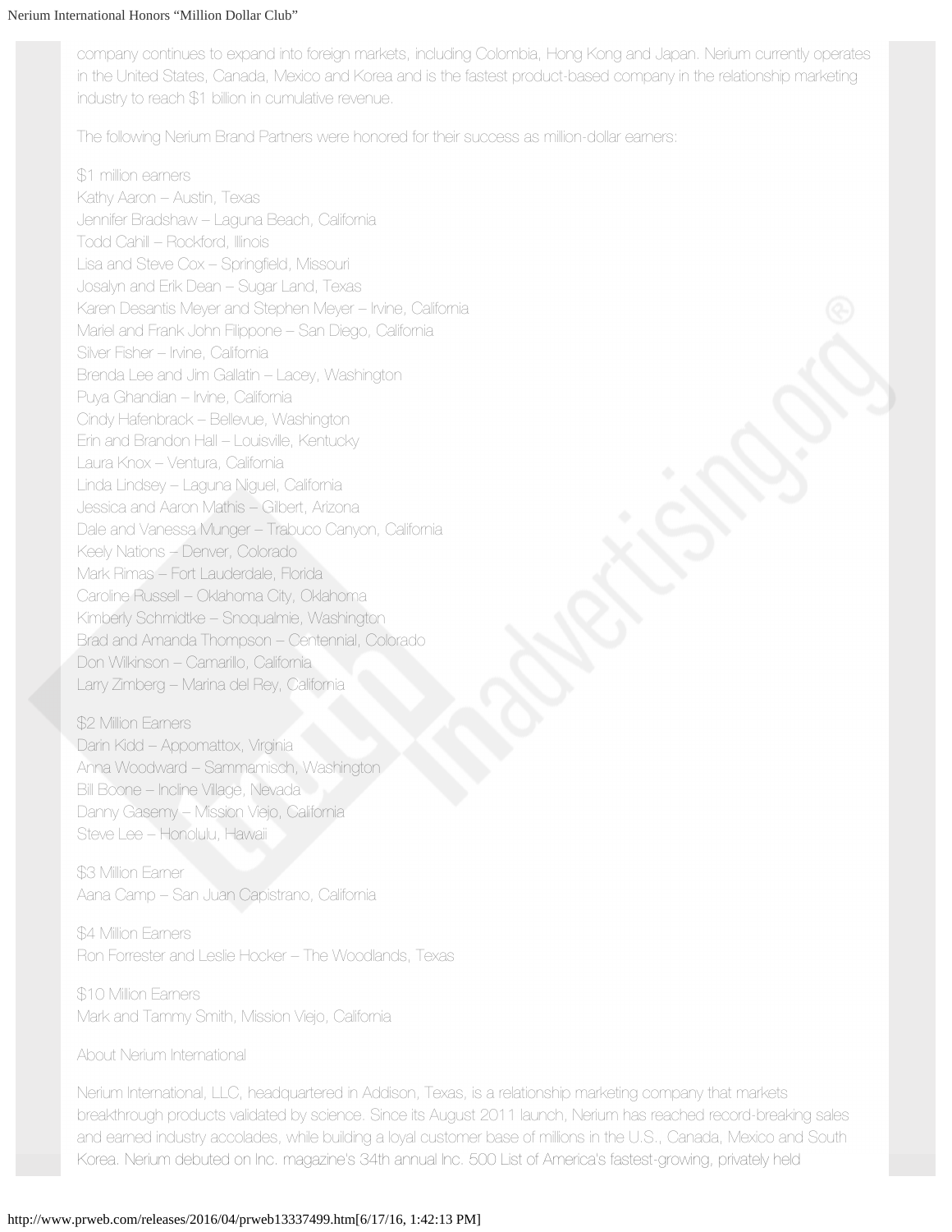company continues to expand into foreign markets, including Colombia, Hong Kong and Japan. Nerium currently operates in the United States, Canada, Mexico and Korea and is the fastest product-based company in the relationship marketing industry to reach $1 billion in cumulative revenue.

The following Nerium Brand Partners were honored for their success as million-dollar earners:

$1 million earners
Kathy Aaron – Austin, Texas
Jennifer Bradshaw – Laguna Beach, California
Todd Cahill – Rockford, Illinois
Lisa and Steve Cox – Springfield, Missouri
Josalyn and Erik Dean – Sugar Land, Texas
Karen Desantis Meyer and Stephen Meyer – Irvine, California
Mariel and Frank John Filippone – San Diego, California
Silver Fisher – Irvine, California
Brenda Lee and Jim Gallatin – Lacey, Washington
Puya Ghandian – Irvine, California
Cindy Hafenbrack – Bellevue, Washington
Erin and Brandon Hall – Louisville, Kentucky
Laura Knox – Ventura, California
Linda Lindsey – Laguna Niguel, California
Jessica and Aaron Mathis – Gilbert, Arizona
Dale and Vanessa Munger – Trabuco Canyon, California
Keely Nations – Denver, Colorado
Mark Rimas – Fort Lauderdale, Florida
Caroline Russell – Oklahoma City, Oklahoma
Kimberly Schmidtke – Snoqualmie, Washington
Brad and Amanda Thompson – Centennial, Colorado
Don Wilkinson – Camarillo, California
Larry Zimberg – Marina del Rey, California

$2 Million Earners
Darin Kidd – Appomattox, Virginia
Anna Woodward – Sammamisch, Washington
Bill Boone – Incline Village, Nevada
Danny Gasemy – Mission Viejo, California
Steve Lee – Honolulu, Hawaii

$3 Million Earner
Aana Camp – San Juan Capistrano, California

$4 Million Earners
Ron Forrester and Leslie Hocker – The Woodlands, Texas

$10 Million Earners
Mark and Tammy Smith, Mission Viejo, California

About Nerium International

Nerium International, LLC, headquartered in Addison, Texas, is a relationship marketing company that markets breakthrough products validated by science. Since its August 2011 launch, Nerium has reached record-breaking sales and earned industry accolades, while building a loyal customer base of millions in the U.S., Canada, Mexico and South Korea. Nerium debuted on Inc. magazine's 34th annual Inc. 500 List of America's fastest-growing, privately held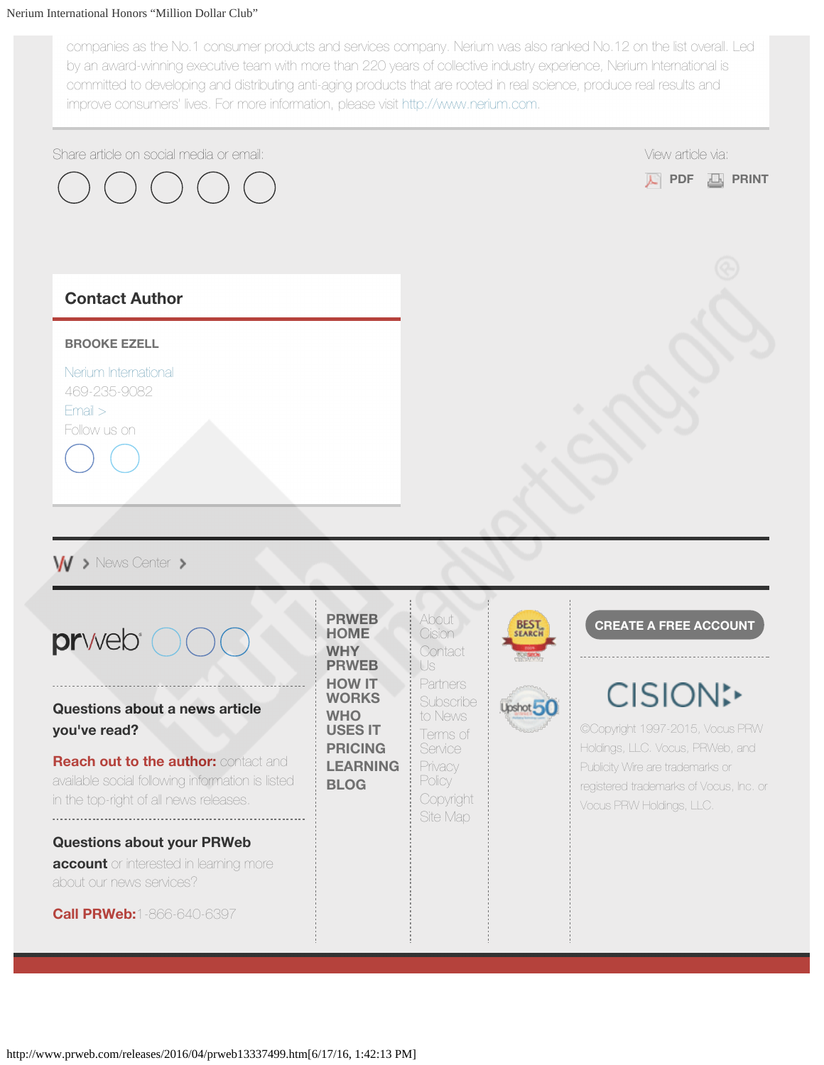companies as the No.1 consumer products and services company. Nerium was also ranked No.12 on the list overall. Led by an award-winning executive team with more than 220 years of collective industry experience, Nerium International is committed to developing and distributing anti-aging products that are rooted in real science, produce real results and improve consumers' lives. For more information, please visit http://www.nerium.com.

Share article on social media or email:

View article via:

PDF PRINT

## Contact Author

**BROOKE EZELL**

Nerium International
469-235-9082
Email >
Follow us on

News Center >

prweb

**Questions about a news article you've read?**

**Reach out to the author:** contact and available social following information is listed in the top-right of all news releases.

**Questions about your PRWeb account** or interested in learning more about our news services?

**Call PRWeb:** 1-866-640-6397

**PRWEB HOME**
**WHY PRWEB**
**HOW IT WORKS**
**WHO USES IT**
**PRICING**
**LEARNING**
**BLOG**

About Cision
Contact Us
Partners
Subscribe to News
Terms of Service
Privacy Policy
Copyright
Site Map

CREATE A FREE ACCOUNT

CISION

©Copyright 1997-2015, Vocus PRW Holdings, LLC. Vocus, PRWeb, and Publicity Wire are trademarks or registered trademarks of Vocus, Inc. or Vocus PRW Holdings, LLC.